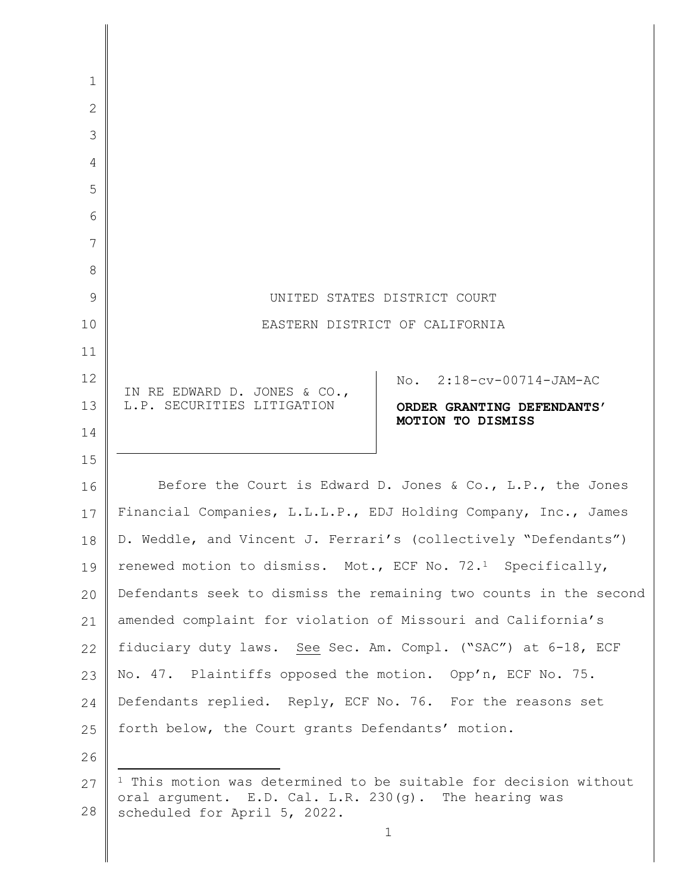UNITED STATES DISTRICT COURT

EASTERN DISTRICT OF CALIFORNIA

IN RE EDWARD D. JONES & CO., L.P. SECURITIES LITIGATION

No. 2:18-cv-00714-JAM-AC

**ORDER GRANTING DEFENDANTS' MOTION TO DISMISS**

Before the Court is Edward D. Jones & Co., L.P., the Jones Financial Companies, L.L.L.P., EDJ Holding Company, Inc., James D. Weddle, and Vincent J. Ferrari's (collectively "Defendants") renewed motion to dismiss. Mot., ECF No. 72.[1] Specifically, Defendants seek to dismiss the remaining two counts in the second amended complaint for violation of Missouri and California's fiduciary duty laws. See Sec. Am. Compl. ("SAC") at 6-18, ECF No. 47. Plaintiffs opposed the motion. Opp'n, ECF No. 75. Defendants replied. Reply, ECF No. 76. For the reasons set forth below, the Court grants Defendants' motion.

---

[1] This motion was determined to be suitable for decision without oral argument. E.D. Cal. L.R. 230(g). The hearing was scheduled for April 5, 2022.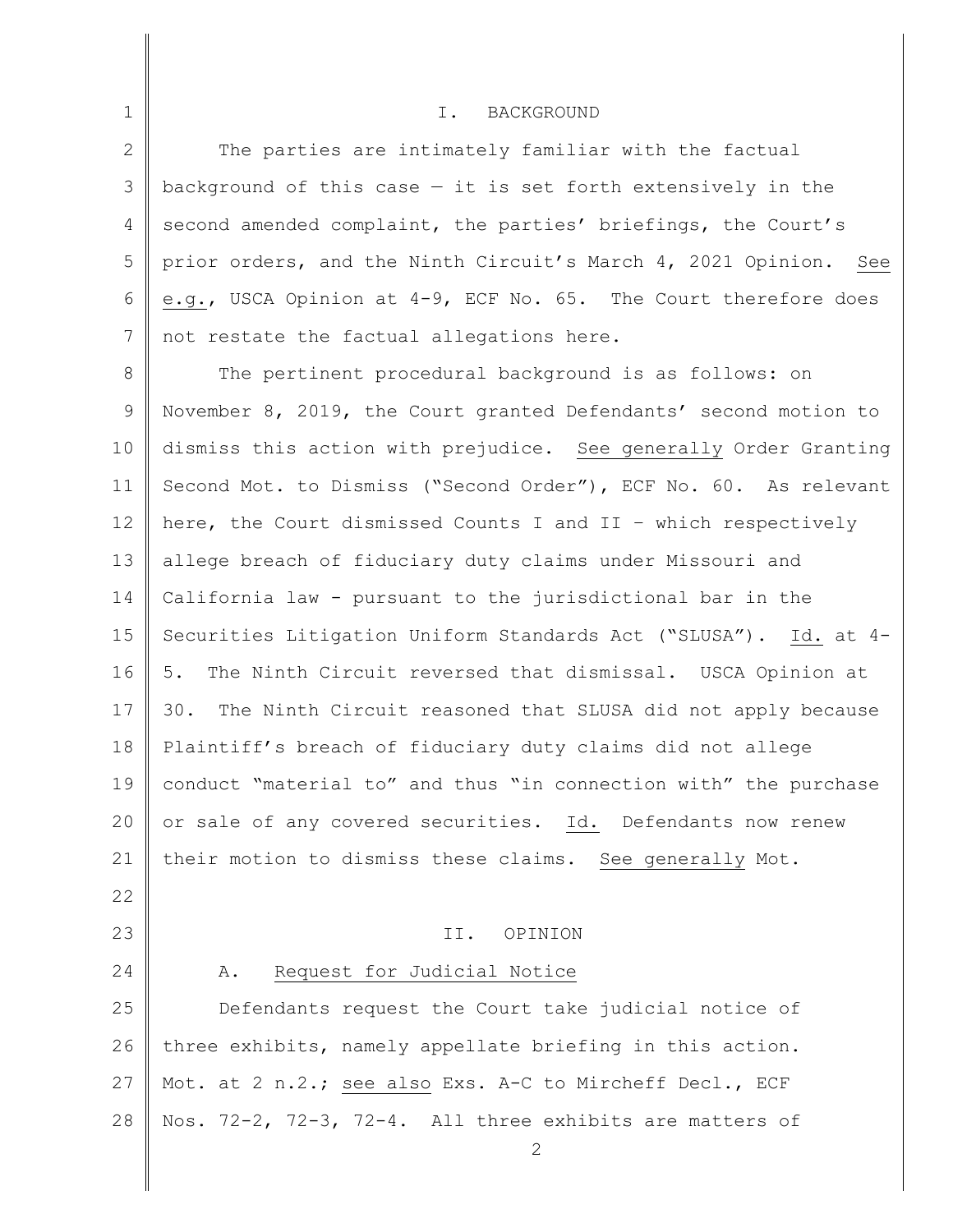## I. BACKGROUND

The parties are intimately familiar with the factual background of this case — it is set forth extensively in the second amended complaint, the parties' briefings, the Court's prior orders, and the Ninth Circuit's March 4, 2021 Opinion. See e.g., USCA Opinion at 4-9, ECF No. 65. The Court therefore does not restate the factual allegations here.

The pertinent procedural background is as follows: on November 8, 2019, the Court granted Defendants' second motion to dismiss this action with prejudice. See generally Order Granting Second Mot. to Dismiss ("Second Order"), ECF No. 60. As relevant here, the Court dismissed Counts I and II – which respectively allege breach of fiduciary duty claims under Missouri and California law - pursuant to the jurisdictional bar in the Securities Litigation Uniform Standards Act ("SLUSA"). Id. at 4-5. The Ninth Circuit reversed that dismissal. USCA Opinion at 30. The Ninth Circuit reasoned that SLUSA did not apply because Plaintiff's breach of fiduciary duty claims did not allege conduct "material to" and thus "in connection with" the purchase or sale of any covered securities. Id. Defendants now renew their motion to dismiss these claims. See generally Mot.

## II. OPINION

### A. Request for Judicial Notice

Defendants request the Court take judicial notice of three exhibits, namely appellate briefing in this action. Mot. at 2 n.2.; see also Exs. A-C to Mircheff Decl., ECF Nos. 72-2, 72-3, 72-4. All three exhibits are matters of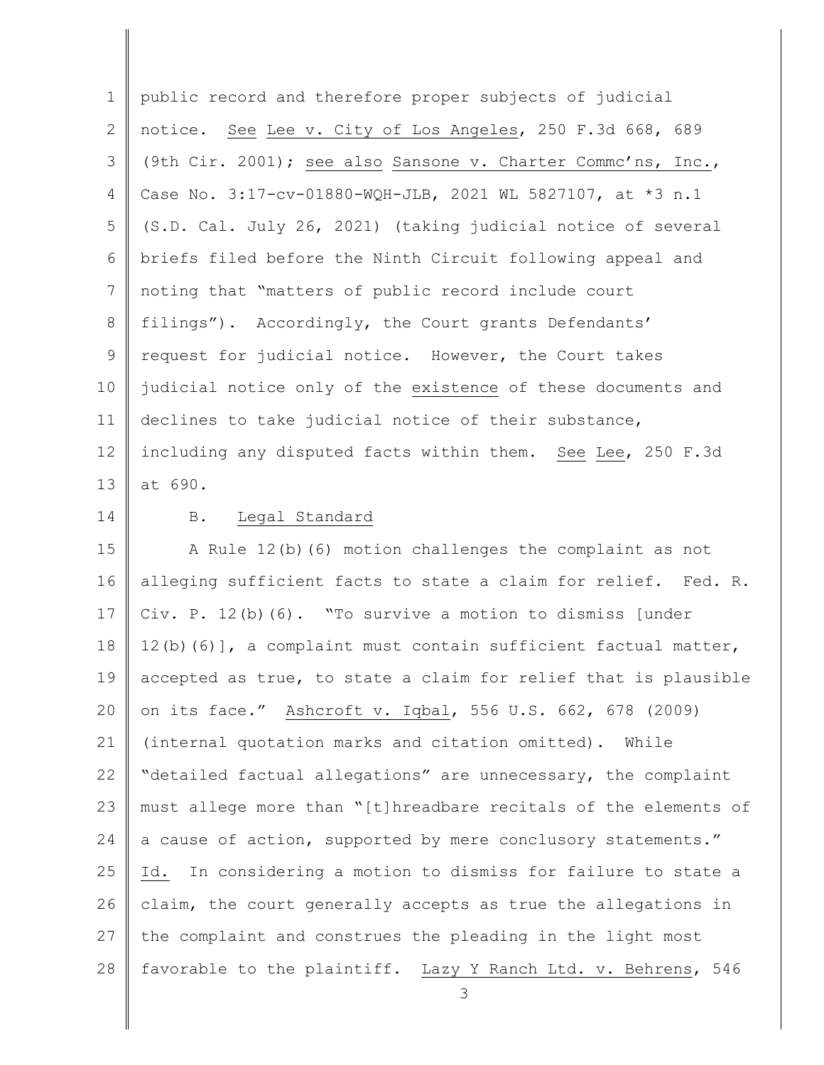public record and therefore proper subjects of judicial notice. See Lee v. City of Los Angeles, 250 F.3d 668, 689 (9th Cir. 2001); see also Sansone v. Charter Commc'ns, Inc., Case No. 3:17-cv-01880-WQH-JLB, 2021 WL 5827107, at *3 n.1 (S.D. Cal. July 26, 2021) (taking judicial notice of several briefs filed before the Ninth Circuit following appeal and noting that "matters of public record include court filings"). Accordingly, the Court grants Defendants' request for judicial notice. However, the Court takes judicial notice only of the existence of these documents and declines to take judicial notice of their substance, including any disputed facts within them. See Lee, 250 F.3d at 690.

### B. Legal Standard

A Rule 12(b)(6) motion challenges the complaint as not alleging sufficient facts to state a claim for relief. Fed. R. Civ. P. 12(b)(6). "To survive a motion to dismiss [under 12(b)(6)], a complaint must contain sufficient factual matter, accepted as true, to state a claim for relief that is plausible on its face." Ashcroft v. Iqbal, 556 U.S. 662, 678 (2009) (internal quotation marks and citation omitted). While "detailed factual allegations" are unnecessary, the complaint must allege more than "[t]hreadbare recitals of the elements of a cause of action, supported by mere conclusory statements." Id. In considering a motion to dismiss for failure to state a claim, the court generally accepts as true the allegations in the complaint and construes the pleading in the light most favorable to the plaintiff. Lazy Y Ranch Ltd. v. Behrens, 546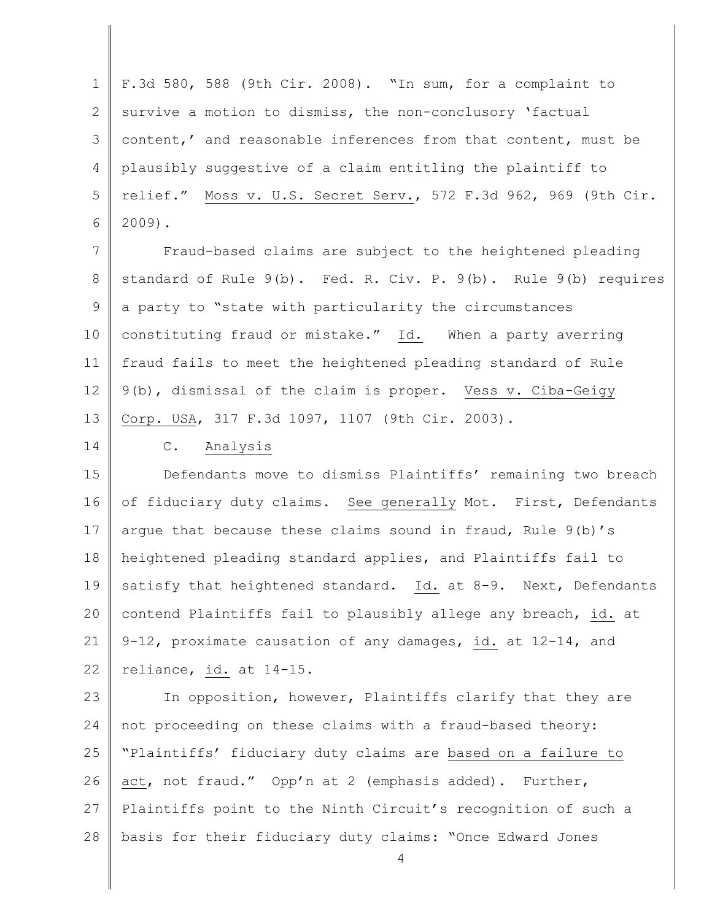F.3d 580, 588 (9th Cir. 2008). "In sum, for a complaint to survive a motion to dismiss, the non-conclusory 'factual content,' and reasonable inferences from that content, must be plausibly suggestive of a claim entitling the plaintiff to relief." Moss v. U.S. Secret Serv., 572 F.3d 962, 969 (9th Cir. 2009).

Fraud-based claims are subject to the heightened pleading standard of Rule 9(b). Fed. R. Civ. P. 9(b). Rule 9(b) requires a party to "state with particularity the circumstances constituting fraud or mistake." Id. When a party averring fraud fails to meet the heightened pleading standard of Rule 9(b), dismissal of the claim is proper. Vess v. Ciba-Geigy Corp. USA, 317 F.3d 1097, 1107 (9th Cir. 2003).

C. Analysis

Defendants move to dismiss Plaintiffs' remaining two breach of fiduciary duty claims. See generally Mot. First, Defendants argue that because these claims sound in fraud, Rule 9(b)'s heightened pleading standard applies, and Plaintiffs fail to satisfy that heightened standard. Id. at 8-9. Next, Defendants contend Plaintiffs fail to plausibly allege any breach, id. at 9-12, proximate causation of any damages, id. at 12-14, and reliance, id. at 14-15.

In opposition, however, Plaintiffs clarify that they are not proceeding on these claims with a fraud-based theory: "Plaintiffs' fiduciary duty claims are based on a failure to act, not fraud." Opp'n at 2 (emphasis added). Further, Plaintiffs point to the Ninth Circuit's recognition of such a basis for their fiduciary duty claims: "Once Edward Jones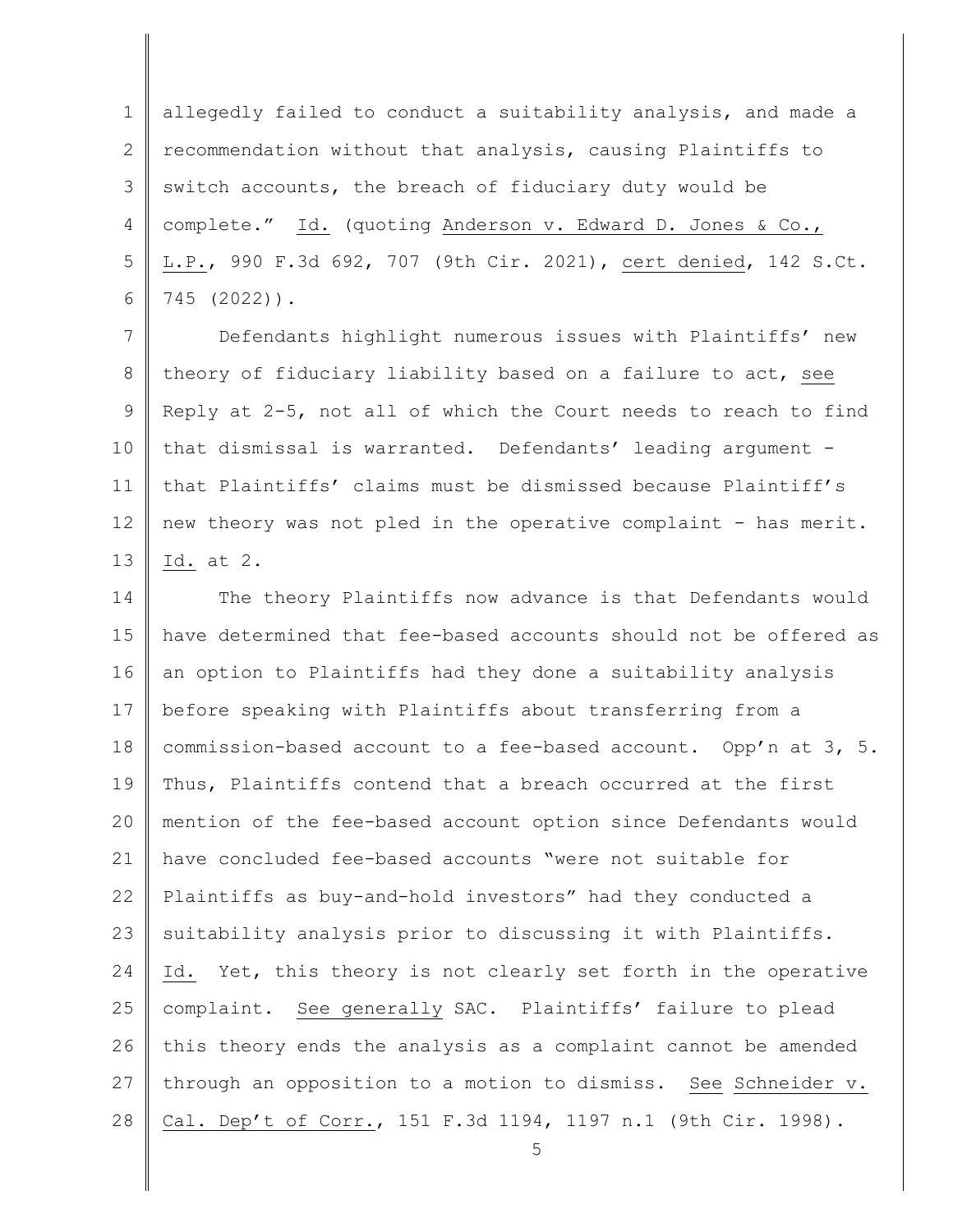allegedly failed to conduct a suitability analysis, and made a recommendation without that analysis, causing Plaintiffs to switch accounts, the breach of fiduciary duty would be complete." Id. (quoting Anderson v. Edward D. Jones & Co., L.P., 990 F.3d 692, 707 (9th Cir. 2021), cert denied, 142 S.Ct. 745 (2022)).

Defendants highlight numerous issues with Plaintiffs' new theory of fiduciary liability based on a failure to act, see Reply at 2-5, not all of which the Court needs to reach to find that dismissal is warranted. Defendants' leading argument - that Plaintiffs' claims must be dismissed because Plaintiff's new theory was not pled in the operative complaint - has merit. Id. at 2.

The theory Plaintiffs now advance is that Defendants would have determined that fee-based accounts should not be offered as an option to Plaintiffs had they done a suitability analysis before speaking with Plaintiffs about transferring from a commission-based account to a fee-based account. Opp'n at 3, 5. Thus, Plaintiffs contend that a breach occurred at the first mention of the fee-based account option since Defendants would have concluded fee-based accounts "were not suitable for Plaintiffs as buy-and-hold investors" had they conducted a suitability analysis prior to discussing it with Plaintiffs. Id. Yet, this theory is not clearly set forth in the operative complaint. See generally SAC. Plaintiffs' failure to plead this theory ends the analysis as a complaint cannot be amended through an opposition to a motion to dismiss. See Schneider v. Cal. Dep't of Corr., 151 F.3d 1194, 1197 n.1 (9th Cir. 1998).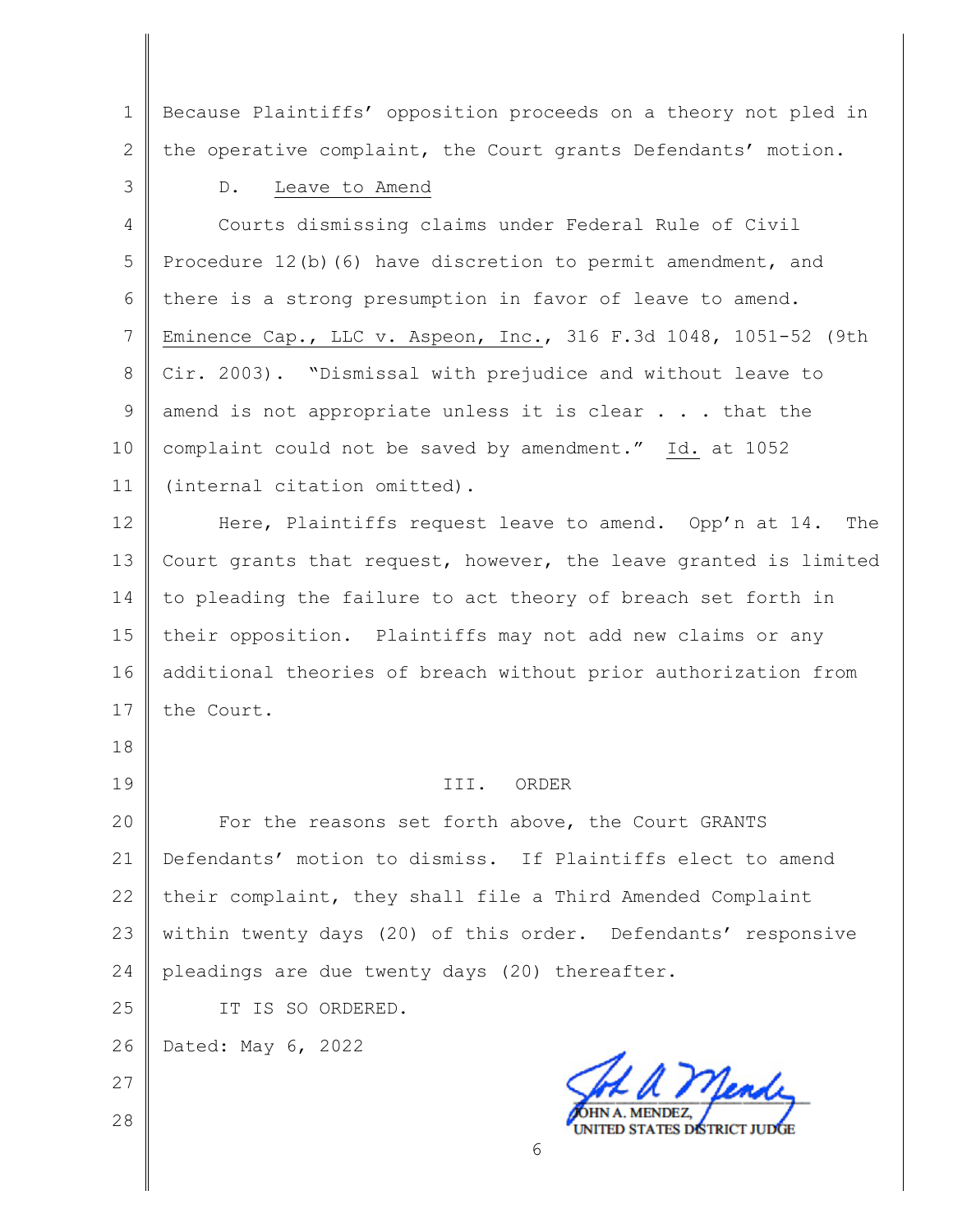Because Plaintiffs' opposition proceeds on a theory not pled in the operative complaint, the Court grants Defendants' motion.

D. Leave to Amend

Courts dismissing claims under Federal Rule of Civil Procedure 12(b)(6) have discretion to permit amendment, and there is a strong presumption in favor of leave to amend. Eminence Cap., LLC v. Aspeon, Inc., 316 F.3d 1048, 1051-52 (9th Cir. 2003). "Dismissal with prejudice and without leave to amend is not appropriate unless it is clear . . . that the complaint could not be saved by amendment." Id. at 1052 (internal citation omitted).

Here, Plaintiffs request leave to amend. Opp'n at 14. The Court grants that request, however, the leave granted is limited to pleading the failure to act theory of breach set forth in their opposition. Plaintiffs may not add new claims or any additional theories of breach without prior authorization from the Court.

## III. ORDER

For the reasons set forth above, the Court GRANTS Defendants' motion to dismiss. If Plaintiffs elect to amend their complaint, they shall file a Third Amended Complaint within twenty days (20) of this order. Defendants' responsive pleadings are due twenty days (20) thereafter.

IT IS SO ORDERED.

Dated: May 6, 2022

JOHN A. MENDEZ,
UNITED STATES DISTRICT JUDGE